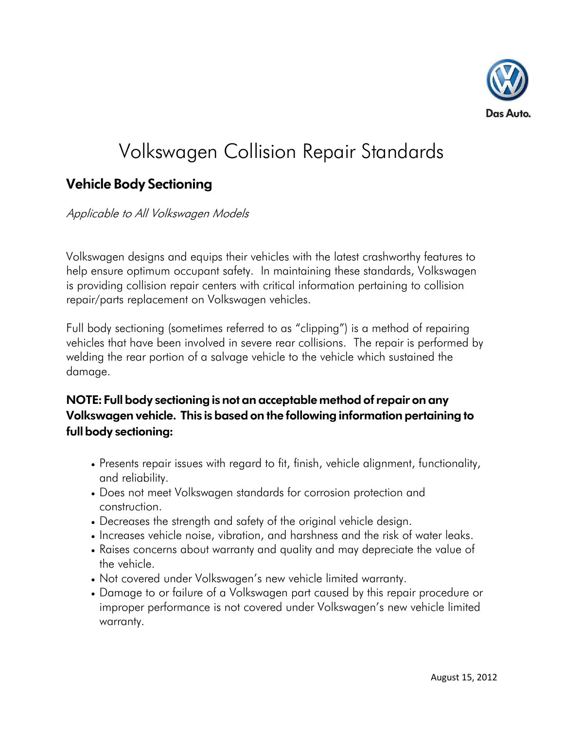Das Auto.

# Volkswagen Collision Repair Standards

## Vehicle Body Sectioning

*Applicable to All Volkswagen Models*

Volkswagen designs and equips their vehicles with the latest crashworthy features to help ensure optimum occupant safety. In maintaining these standards, Volkswagen is providing collision repair centers with critical information pertaining to collision repair/parts replacement on Volkswagen vehicles.

Full body sectioning (sometimes referred to as "clipping") is a method of repairing vehicles that have been involved in severe rear collisions. The repair is performed by welding the rear portion of a salvage vehicle to the vehicle which sustained the damage.

### NOTE: Full body sectioning is not an acceptable method of repair on any Volkswagen vehicle. This is based on the following information pertaining to full body sectioning:

- Presents repair issues with regard to fit, finish, vehicle alignment, functionality, and reliability.
- Does not meet Volkswagen standards for corrosion protection and construction.
- Decreases the strength and safety of the original vehicle design.
- Increases vehicle noise, vibration, and harshness and the risk of water leaks.
- Raises concerns about warranty and quality and may depreciate the value of the vehicle.
- Not covered under Volkswagen's new vehicle limited warranty.
- Damage to or failure of a Volkswagen part caused by this repair procedure or improper performance is not covered under Volkswagen's new vehicle limited warranty.

August 15, 2012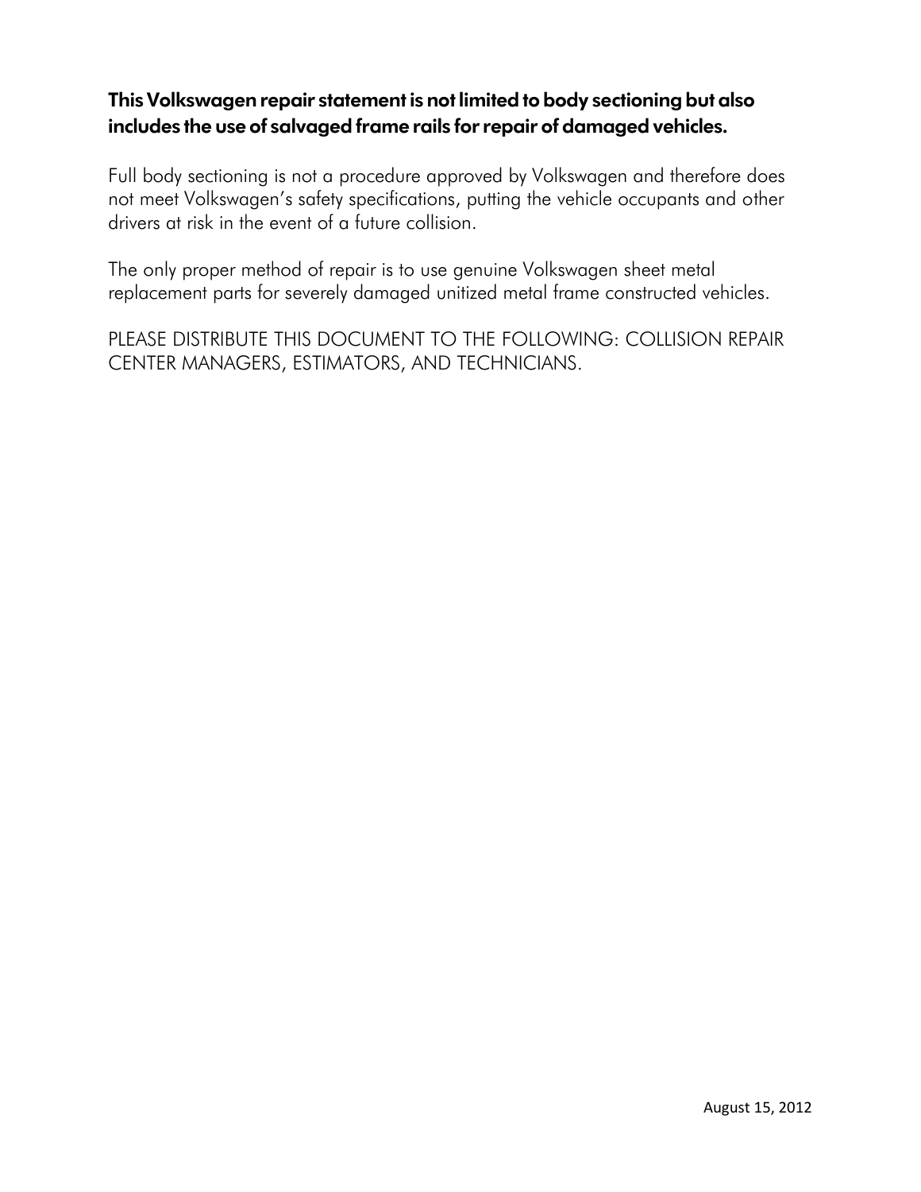**This Volkswagen repair statement is not limited to body sectioning but also includes the use of salvaged frame rails for repair of damaged vehicles.**

Full body sectioning is not a procedure approved by Volkswagen and therefore does not meet Volkswagen's safety specifications, putting the vehicle occupants and other drivers at risk in the event of a future collision.

The only proper method of repair is to use genuine Volkswagen sheet metal replacement parts for severely damaged unitized metal frame constructed vehicles.

PLEASE DISTRIBUTE THIS DOCUMENT TO THE FOLLOWING: COLLISION REPAIR CENTER MANAGERS, ESTIMATORS, AND TECHNICIANS.

August 15, 2012